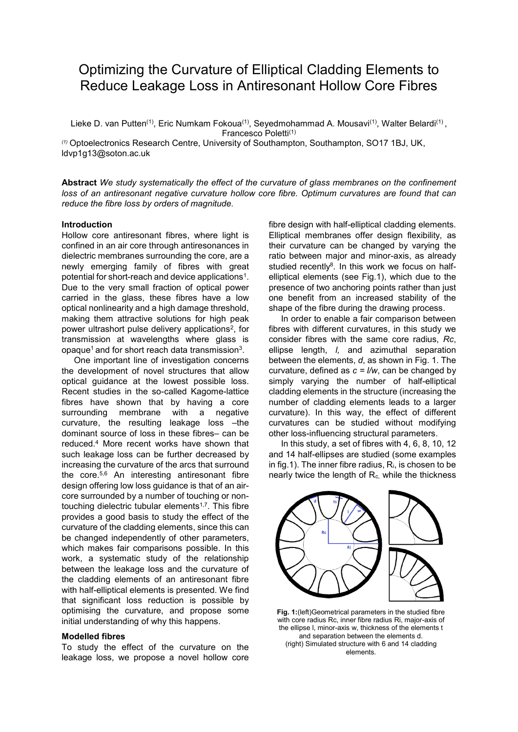# Optimizing the Curvature of Elliptical Cladding Elements to Reduce Leakage Loss in Antiresonant Hollow Core Fibres

Lieke D. van Putten[(1)], Eric Numkam Fokoua[(1)], Seyedmohammad A. Mousavi[(1)], Walter Belardi[(1)], Francesco Poletti[(1)]

[(1)] Optoelectronics Research Centre, University of Southampton, Southampton, SO17 1BJ, UK, ldvp1g13@soton.ac.uk

**Abstract** *We study systematically the effect of the curvature of glass membranes on the confinement loss of an antiresonant negative curvature hollow core fibre. Optimum curvatures are found that can reduce the fibre loss by orders of magnitude.*

**Introduction**

Hollow core antiresonant fibres, where light is confined in an air core through antiresonances in dielectric membranes surrounding the core, are a newly emerging family of fibres with great potential for short-reach and device applications[1]. Due to the very small fraction of optical power carried in the glass, these fibres have a low optical nonlinearity and a high damage threshold, making them attractive solutions for high peak power ultrashort pulse delivery applications[2], for transmission at wavelengths where glass is opaque[1] and for short reach data transmission[3].

One important line of investigation concerns the development of novel structures that allow optical guidance at the lowest possible loss. Recent studies in the so-called Kagome-lattice fibres have shown that by having a core surrounding membrane with a negative curvature, the resulting leakage loss –the dominant source of loss in these fibres– can be reduced.[4] More recent works have shown that such leakage loss can be further decreased by increasing the curvature of the arcs that surround the core.[5,6] An interesting antiresonant fibre design offering low loss guidance is that of an air-core surrounded by a number of touching or non-touching dielectric tubular elements[1,7]. This fibre provides a good basis to study the effect of the curvature of the cladding elements, since this can be changed independently of other parameters, which makes fair comparisons possible. In this work, a systematic study of the relationship between the leakage loss and the curvature of the cladding elements of an antiresonant fibre with half-elliptical elements is presented. We find that significant loss reduction is possible by optimising the curvature, and propose some initial understanding of why this happens.

**Modelled fibres**

To study the effect of the curvature on the leakage loss, we propose a novel hollow core fibre design with half-elliptical cladding elements. Elliptical membranes offer design flexibility, as their curvature can be changed by varying the ratio between major and minor-axis, as already studied recently[8]. In this work we focus on half-elliptical elements (see Fig.1), which due to the presence of two anchoring points rather than just one benefit from an increased stability of the shape of the fibre during the drawing process.

In order to enable a fair comparison between fibres with different curvatures, in this study we consider fibres with the same core radius, *Rc*, ellipse length, *l,* and azimuthal separation between the elements, *d*, as shown in Fig. 1. The curvature, defined as $c = l/w$, can be changed by simply varying the number of half-elliptical cladding elements in the structure (increasing the number of cladding elements leads to a larger curvature). In this way, the effect of different curvatures can be studied without modifying other loss-influencing structural parameters.

In this study, a set of fibres with 4, 6, 8, 10, 12 and 14 half-ellipses are studied (some examples in fig.1). The inner fibre radius, $R_i$, is chosen to be nearly twice the length of $R_c$, while the thickness

**Fig. 1:**(left)Geometrical parameters in the studied fibre with core radius Rc, inner fibre radius Ri, major-axis of the ellipse l, minor-axis w, thickness of the elements t and separation between the elements d. (right) Simulated structure with 6 and 14 cladding elements.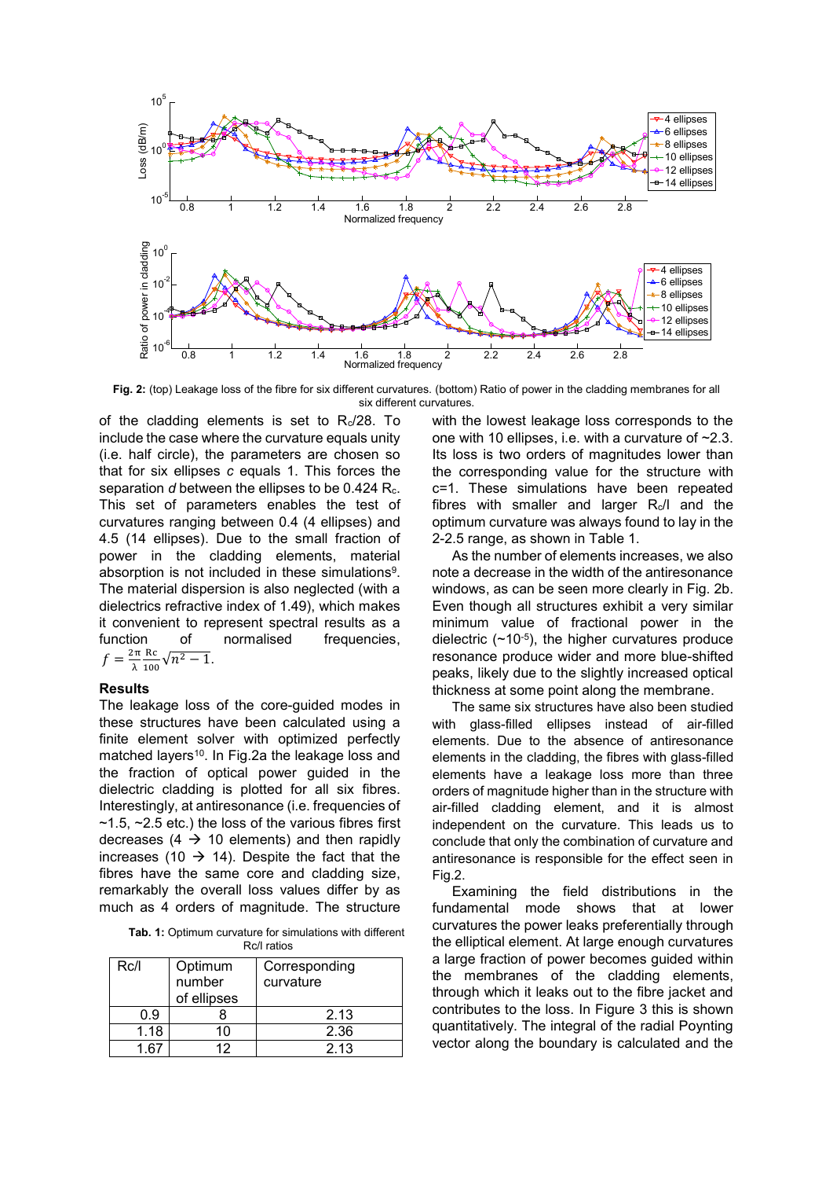**Fig. 2:** (top) Leakage loss of the fibre for six different curvatures. (bottom) Ratio of power in the cladding membranes for all six different curvatures.

of the cladding elements is set to $R_c/28$. To include the case where the curvature equals unity (i.e. half circle), the parameters are chosen so that for six ellipses *c* equals 1. This forces the separation *d* between the ellipses to be 0.424 $R_c$. This set of parameters enables the test of curvatures ranging between 0.4 (4 ellipses) and 4.5 (14 ellipses). Due to the small fraction of power in the cladding elements, material absorption is not included in these simulations[9]. The material dispersion is also neglected (with a dielectrics refractive index of 1.49), which makes it convenient to represent spectral results as a function of normalised frequencies, $f = \frac{2\pi}{\lambda}\frac{Rc}{100}\sqrt{n^2-1}$.

### Results

The leakage loss of the core-guided modes in these structures have been calculated using a finite element solver with optimized perfectly matched layers[10]. In Fig.2a the leakage loss and the fraction of optical power guided in the dielectric cladding is plotted for all six fibres. Interestingly, at antiresonance (i.e. frequencies of ~1.5, ~2.5 etc.) the loss of the various fibres first decreases (4 → 10 elements) and then rapidly increases (10 → 14). Despite the fact that the fibres have the same core and cladding size, remarkably the overall loss values differ by as much as 4 orders of magnitude. The structure with the lowest leakage loss corresponds to the one with 10 ellipses, i.e. with a curvature of ~2.3. Its loss is two orders of magnitudes lower than the corresponding value for the structure with c=1. These simulations have been repeated fibres with smaller and larger $R_c/l$ and the optimum curvature was always found to lay in the 2-2.5 range, as shown in Table 1.

**Tab. 1:** Optimum curvature for simulations with different Rc/l ratios

| Rc/l | Optimum number of ellipses | Corresponding curvature |
|---|---|---|
| 0.9 | 8 | 2.13 |
| 1.18 | 10 | 2.36 |
| 1.67 | 12 | 2.13 |

As the number of elements increases, we also note a decrease in the width of the antiresonance windows, as can be seen more clearly in Fig. 2b. Even though all structures exhibit a very similar minimum value of fractional power in the dielectric (~$10^{-5}$), the higher curvatures produce resonance produce wider and more blue-shifted peaks, likely due to the slightly increased optical thickness at some point along the membrane.

The same six structures have also been studied with glass-filled ellipses instead of air-filled elements. Due to the absence of antiresonance elements in the cladding, the fibres with glass-filled elements have a leakage loss more than three orders of magnitude higher than in the structure with air-filled cladding element, and it is almost independent on the curvature. This leads us to conclude that only the combination of curvature and antiresonance is responsible for the effect seen in Fig.2.

Examining the field distributions in the fundamental mode shows that at lower curvatures the power leaks preferentially through the elliptical element. At large enough curvatures a large fraction of power becomes guided within the membranes of the cladding elements, through which it leaks out to the fibre jacket and contributes to the loss. In Figure 3 this is shown quantitatively. The integral of the radial Poynting vector along the boundary is calculated and the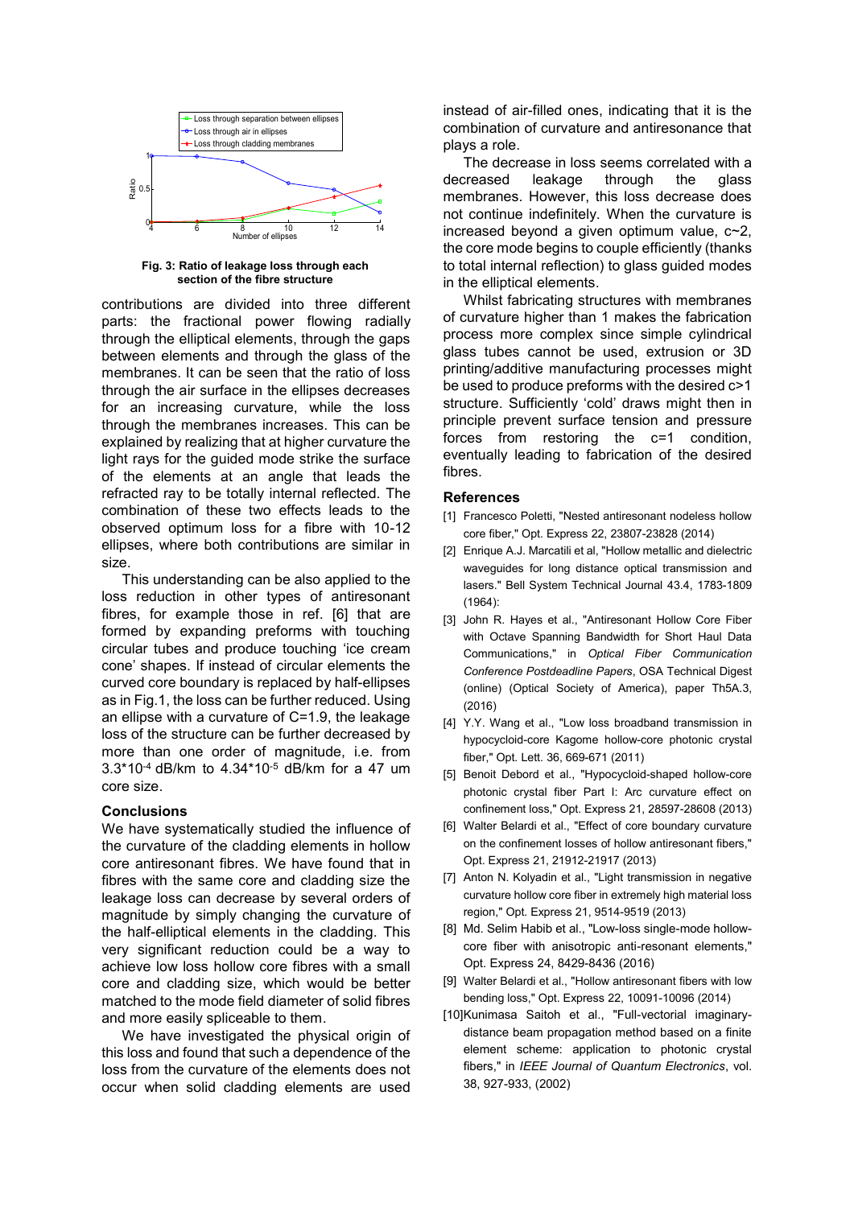Loss through separation between ellipses
Loss through air in ellipses
Loss through cladding membranes

Ratio
1
0.5
0
4
6
8
10
12
14
Number of ellipses

**Fig. 3: Ratio of leakage loss through each section of the fibre structure**

contributions are divided into three different parts: the fractional power flowing radially through the elliptical elements, through the gaps between elements and through the glass of the membranes. It can be seen that the ratio of loss through the air surface in the ellipses decreases for an increasing curvature, while the loss through the membranes increases. This can be explained by realizing that at higher curvature the light rays for the guided mode strike the surface of the elements at an angle that leads the refracted ray to be totally internal reflected. The combination of these two effects leads to the observed optimum loss for a fibre with 10-12 ellipses, where both contributions are similar in size.

This understanding can be also applied to the loss reduction in other types of antiresonant fibres, for example those in ref. [6] that are formed by expanding preforms with touching circular tubes and produce touching 'ice cream cone' shapes. If instead of circular elements the curved core boundary is replaced by half-ellipses as in Fig.1, the loss can be further reduced. Using an ellipse with a curvature of C=1.9, the leakage loss of the structure can be further decreased by more than one order of magnitude, i.e. from $3.3*10^{-4}$ dB/km to $4.34*10^{-5}$ dB/km for a 47 um core size.

## Conclusions

We have systematically studied the influence of the curvature of the cladding elements in hollow core antiresonant fibres. We have found that in fibres with the same core and cladding size the leakage loss can decrease by several orders of magnitude by simply changing the curvature of the half-elliptical elements in the cladding. This very significant reduction could be a way to achieve low loss hollow core fibres with a small core and cladding size, which would be better matched to the mode field diameter of solid fibres and more easily spliceable to them.

We have investigated the physical origin of this loss and found that such a dependence of the loss from the curvature of the elements does not occur when solid cladding elements are used instead of air-filled ones, indicating that it is the combination of curvature and antiresonance that plays a role.

The decrease in loss seems correlated with a decreased leakage through the glass membranes. However, this loss decrease does not continue indefinitely. When the curvature is increased beyond a given optimum value, c~2, the core mode begins to couple efficiently (thanks to total internal reflection) to glass guided modes in the elliptical elements.

Whilst fabricating structures with membranes of curvature higher than 1 makes the fabrication process more complex since simple cylindrical glass tubes cannot be used, extrusion or 3D printing/additive manufacturing processes might be used to produce preforms with the desired c>1 structure. Sufficiently 'cold' draws might then in principle prevent surface tension and pressure forces from restoring the c=1 condition, eventually leading to fabrication of the desired fibres.

## References

[1] Francesco Poletti, "Nested antiresonant nodeless hollow core fiber," Opt. Express 22, 23807-23828 (2014)

[2] Enrique A.J. Marcatili et al, "Hollow metallic and dielectric waveguides for long distance optical transmission and lasers." Bell System Technical Journal 43.4, 1783-1809 (1964):

[3] John R. Hayes et al., "Antiresonant Hollow Core Fiber with Octave Spanning Bandwidth for Short Haul Data Communications," in *Optical Fiber Communication Conference Postdeadline Papers*, OSA Technical Digest (online) (Optical Society of America), paper Th5A.3, (2016)

[4] Y.Y. Wang et al., "Low loss broadband transmission in hypocycloid-core Kagome hollow-core photonic crystal fiber," Opt. Lett. 36, 669-671 (2011)

[5] Benoit Debord et al., "Hypocycloid-shaped hollow-core photonic crystal fiber Part I: Arc curvature effect on confinement loss," Opt. Express 21, 28597-28608 (2013)

[6] Walter Belardi et al., "Effect of core boundary curvature on the confinement losses of hollow antiresonant fibers," Opt. Express 21, 21912-21917 (2013)

[7] Anton N. Kolyadin et al., "Light transmission in negative curvature hollow core fiber in extremely high material loss region," Opt. Express 21, 9514-9519 (2013)

[8] Md. Selim Habib et al., "Low-loss single-mode hollow-core fiber with anisotropic anti-resonant elements," Opt. Express 24, 8429-8436 (2016)

[9] Walter Belardi et al., "Hollow antiresonant fibers with low bending loss," Opt. Express 22, 10091-10096 (2014)

[10] Kunimasa Saitoh et al., "Full-vectorial imaginary-distance beam propagation method based on a finite element scheme: application to photonic crystal fibers," in *IEEE Journal of Quantum Electronics*, vol. 38, 927-933, (2002)